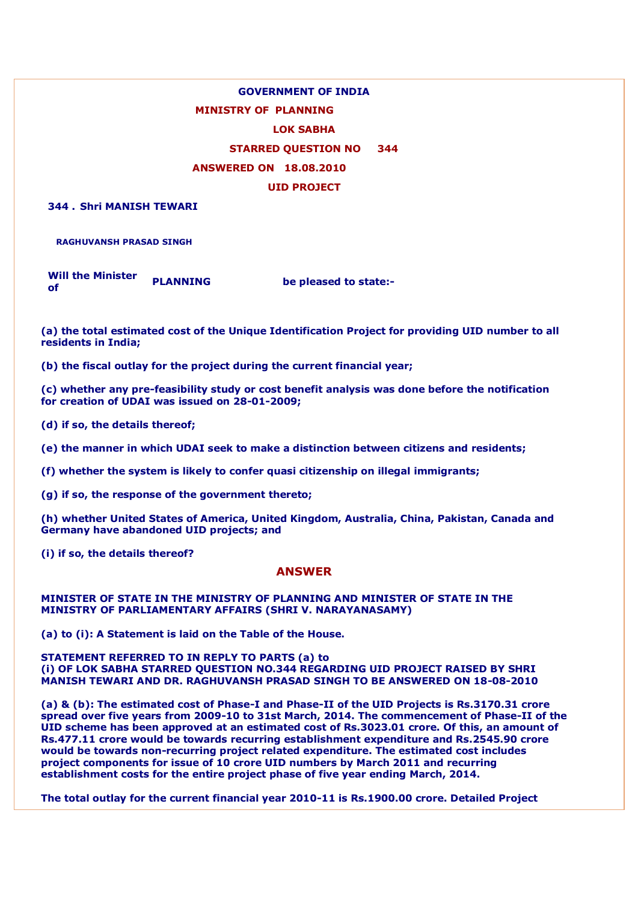**GOVERNMENT OF INDIA**

**MINISTRY OF PLANNING**

**LOK SABHA**

**STARRED QUESTION NO 344**

**ANSWERED ON 18.08.2010**

**UID PROJECT**

**344 . Shri MANISH TEWARI**

**RAGHUVANSH PRASAD SINGH**

**Will the Minister of PLANNING be pleased to state:-**

**(a) the total estimated cost of the Unique Identification Project for providing UID number to all residents in India;**

**(b) the fiscal outlay for the project during the current financial year;**

**(c) whether any pre-feasibility study or cost benefit analysis was done before the notification for creation of UDAI was issued on 28-01-2009;**

**(d) if so, the details thereof;**

**(e) the manner in which UDAI seek to make a distinction between citizens and residents;**

**(f) whether the system is likely to confer quasi citizenship on illegal immigrants;**

**(g) if so, the response of the government thereto;**

**(h) whether United States of America, United Kingdom, Australia, China, Pakistan, Canada and Germany have abandoned UID projects; and**

**(i) if so, the details thereof?**

## ANSWER

**MINISTER OF STATE IN THE MINISTRY OF PLANNING AND MINISTER OF STATE IN THE MINISTRY OF PARLIAMENTARY AFFAIRS (SHRI V. NARAYANASAMY)**

**(a) to (i): A Statement is laid on the Table of the House.**

**STATEMENT REFERRED TO IN REPLY TO PARTS (a) to (i) OF LOK SABHA STARRED QUESTION NO.344 REGARDING UID PROJECT RAISED BY SHRI MANISH TEWARI AND DR. RAGHUVANSH PRASAD SINGH TO BE ANSWERED ON 18-08-2010**

**(a) & (b): The estimated cost of Phase-I and Phase-II of the UID Projects is Rs.3170.31 crore spread over five years from 2009-10 to 31st March, 2014. The commencement of Phase-II of the UID scheme has been approved at an estimated cost of Rs.3023.01 crore. Of this, an amount of Rs.477.11 crore would be towards recurring establishment expenditure and Rs.2545.90 crore would be towards non-recurring project related expenditure. The estimated cost includes project components for issue of 10 crore UID numbers by March 2011 and recurring establishment costs for the entire project phase of five year ending March, 2014.**

**The total outlay for the current financial year 2010-11 is Rs.1900.00 crore. Detailed Project**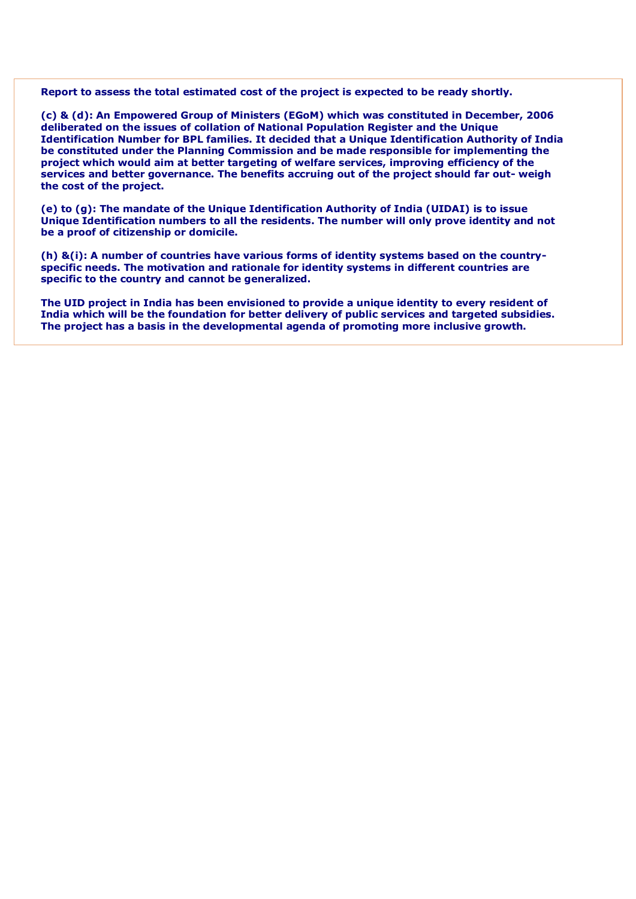**Report to assess the total estimated cost of the project is expected to be ready shortly.**

**(c) & (d): An Empowered Group of Ministers (EGoM) which was constituted in December, 2006 deliberated on the issues of collation of National Population Register and the Unique Identification Number for BPL families. It decided that a Unique Identification Authority of India be constituted under the Planning Commission and be made responsible for implementing the project which would aim at better targeting of welfare services, improving efficiency of the services and better governance. The benefits accruing out of the project should far out- weigh the cost of the project.**

**(e) to (g): The mandate of the Unique Identification Authority of India (UIDAI) is to issue Unique Identification numbers to all the residents. The number will only prove identity and not be a proof of citizenship or domicile.**

**(h) &(i): A number of countries have various forms of identity systems based on the country-specific needs. The motivation and rationale for identity systems in different countries are specific to the country and cannot be generalized.**

**The UID project in India has been envisioned to provide a unique identity to every resident of India which will be the foundation for better delivery of public services and targeted subsidies. The project has a basis in the developmental agenda of promoting more inclusive growth.**